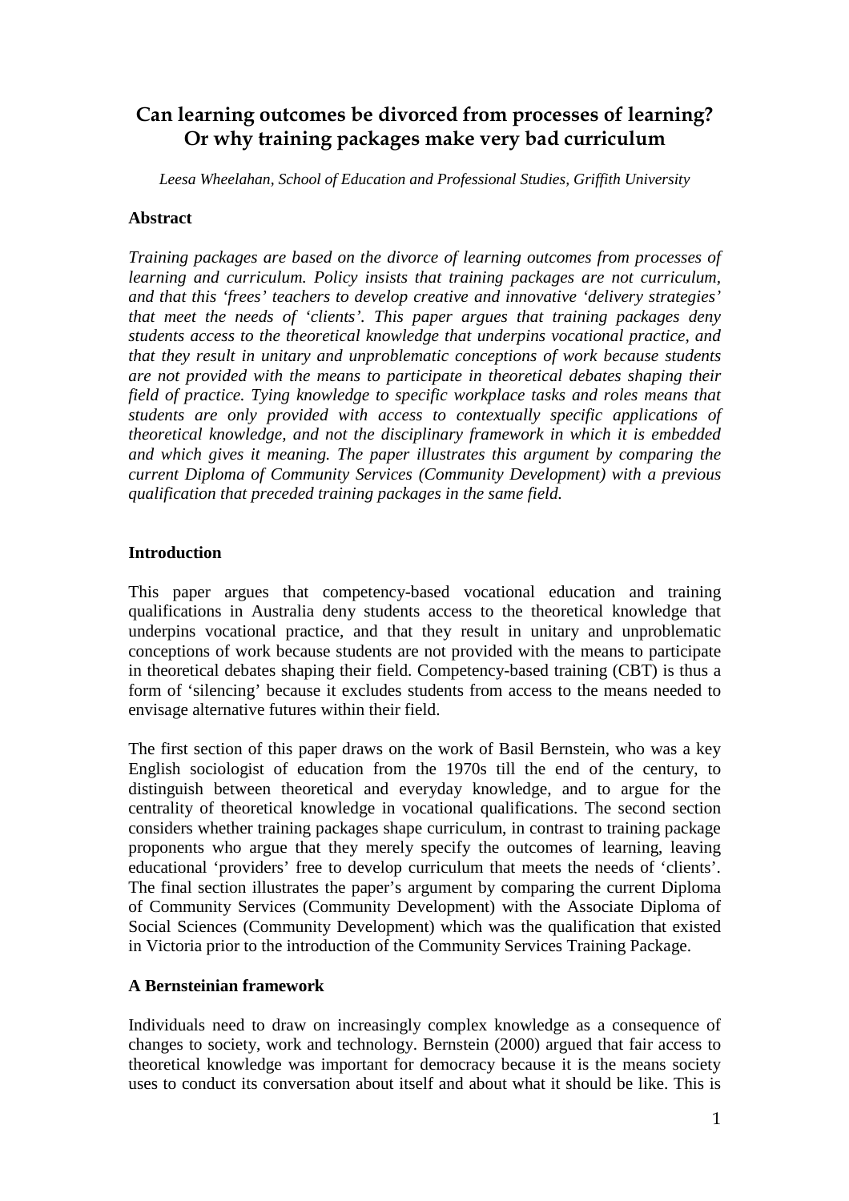# Can learning outcomes be divorced from processes of learning? Or why training packages make very bad curriculum

*Leesa Wheelahan, School of Education and Professional Studies, Griffith University*

**Abstract**

*Training packages are based on the divorce of learning outcomes from processes of learning and curriculum. Policy insists that training packages are not curriculum, and that this 'frees' teachers to develop creative and innovative 'delivery strategies' that meet the needs of 'clients'. This paper argues that training packages deny students access to the theoretical knowledge that underpins vocational practice, and that they result in unitary and unproblematic conceptions of work because students are not provided with the means to participate in theoretical debates shaping their field of practice. Tying knowledge to specific workplace tasks and roles means that students are only provided with access to contextually specific applications of theoretical knowledge, and not the disciplinary framework in which it is embedded and which gives it meaning. The paper illustrates this argument by comparing the current Diploma of Community Services (Community Development) with a previous qualification that preceded training packages in the same field.*

**Introduction**

This paper argues that competency-based vocational education and training qualifications in Australia deny students access to the theoretical knowledge that underpins vocational practice, and that they result in unitary and unproblematic conceptions of work because students are not provided with the means to participate in theoretical debates shaping their field. Competency-based training (CBT) is thus a form of 'silencing' because it excludes students from access to the means needed to envisage alternative futures within their field.

The first section of this paper draws on the work of Basil Bernstein, who was a key English sociologist of education from the 1970s till the end of the century, to distinguish between theoretical and everyday knowledge, and to argue for the centrality of theoretical knowledge in vocational qualifications. The second section considers whether training packages shape curriculum, in contrast to training package proponents who argue that they merely specify the outcomes of learning, leaving educational 'providers' free to develop curriculum that meets the needs of 'clients'. The final section illustrates the paper's argument by comparing the current Diploma of Community Services (Community Development) with the Associate Diploma of Social Sciences (Community Development) which was the qualification that existed in Victoria prior to the introduction of the Community Services Training Package.

**A Bernsteinian framework**

Individuals need to draw on increasingly complex knowledge as a consequence of changes to society, work and technology. Bernstein (2000) argued that fair access to theoretical knowledge was important for democracy because it is the means society uses to conduct its conversation about itself and about what it should be like. This is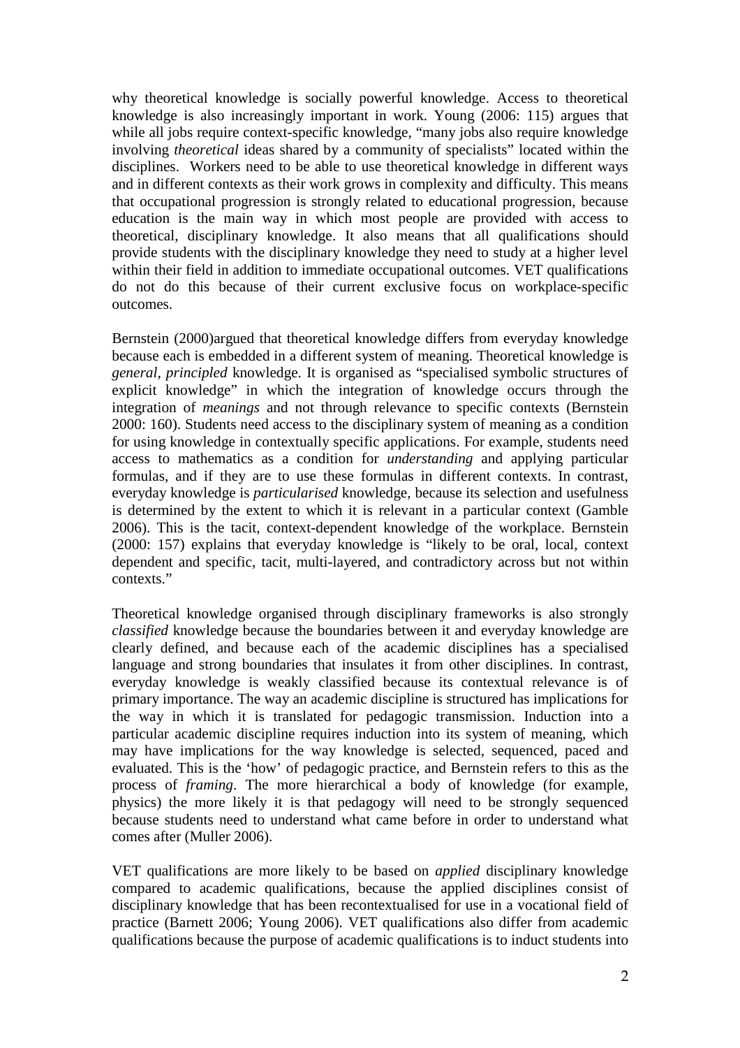why theoretical knowledge is socially powerful knowledge. Access to theoretical knowledge is also increasingly important in work. Young (2006: 115) argues that while all jobs require context-specific knowledge, "many jobs also require knowledge involving *theoretical* ideas shared by a community of specialists" located within the disciplines. Workers need to be able to use theoretical knowledge in different ways and in different contexts as their work grows in complexity and difficulty. This means that occupational progression is strongly related to educational progression, because education is the main way in which most people are provided with access to theoretical, disciplinary knowledge. It also means that all qualifications should provide students with the disciplinary knowledge they need to study at a higher level within their field in addition to immediate occupational outcomes. VET qualifications do not do this because of their current exclusive focus on workplace-specific outcomes.

Bernstein (2000)argued that theoretical knowledge differs from everyday knowledge because each is embedded in a different system of meaning. Theoretical knowledge is *general, principled* knowledge. It is organised as "specialised symbolic structures of explicit knowledge" in which the integration of knowledge occurs through the integration of *meanings* and not through relevance to specific contexts (Bernstein 2000: 160). Students need access to the disciplinary system of meaning as a condition for using knowledge in contextually specific applications. For example, students need access to mathematics as a condition for *understanding* and applying particular formulas, and if they are to use these formulas in different contexts. In contrast, everyday knowledge is *particularised* knowledge, because its selection and usefulness is determined by the extent to which it is relevant in a particular context (Gamble 2006). This is the tacit, context-dependent knowledge of the workplace. Bernstein (2000: 157) explains that everyday knowledge is "likely to be oral, local, context dependent and specific, tacit, multi-layered, and contradictory across but not within contexts."

Theoretical knowledge organised through disciplinary frameworks is also strongly *classified* knowledge because the boundaries between it and everyday knowledge are clearly defined, and because each of the academic disciplines has a specialised language and strong boundaries that insulates it from other disciplines. In contrast, everyday knowledge is weakly classified because its contextual relevance is of primary importance. The way an academic discipline is structured has implications for the way in which it is translated for pedagogic transmission. Induction into a particular academic discipline requires induction into its system of meaning, which may have implications for the way knowledge is selected, sequenced, paced and evaluated. This is the 'how' of pedagogic practice, and Bernstein refers to this as the process of *framing*. The more hierarchical a body of knowledge (for example, physics) the more likely it is that pedagogy will need to be strongly sequenced because students need to understand what came before in order to understand what comes after (Muller 2006).

VET qualifications are more likely to be based on *applied* disciplinary knowledge compared to academic qualifications, because the applied disciplines consist of disciplinary knowledge that has been recontextualised for use in a vocational field of practice (Barnett 2006; Young 2006). VET qualifications also differ from academic qualifications because the purpose of academic qualifications is to induct students into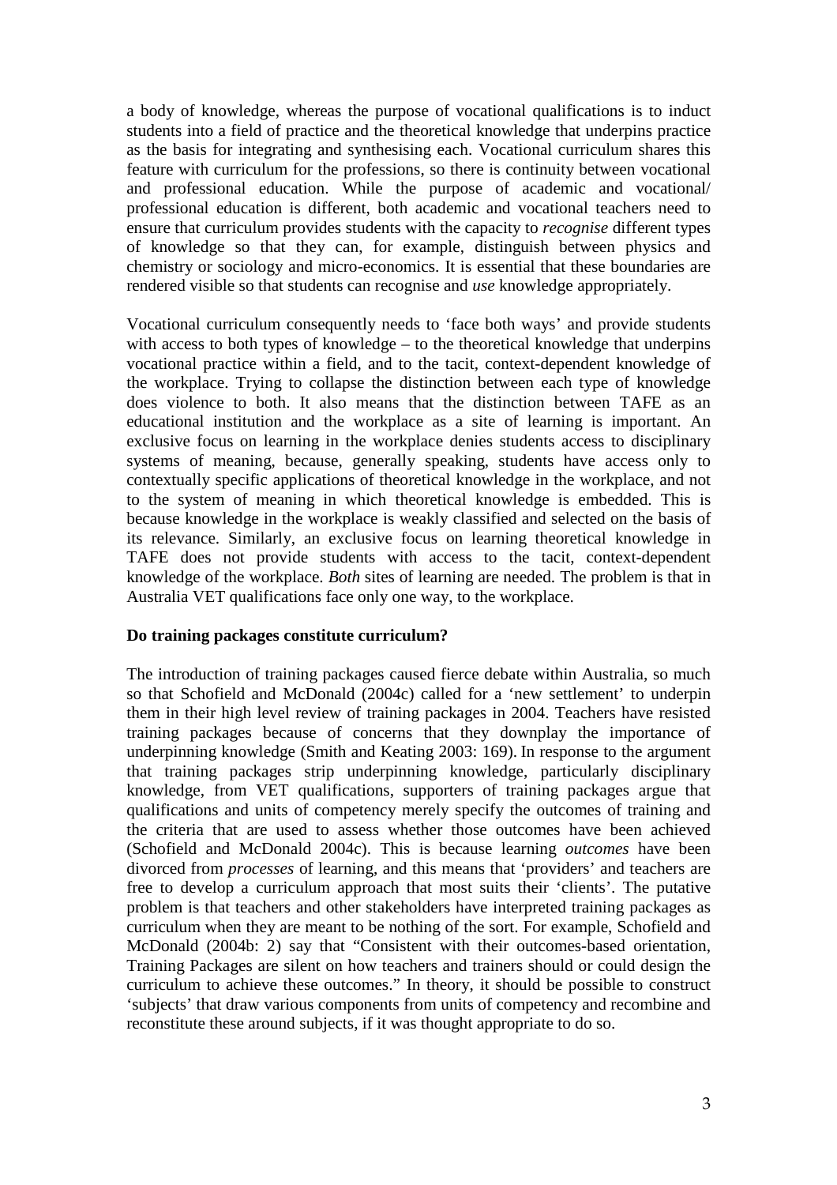a body of knowledge, whereas the purpose of vocational qualifications is to induct students into a field of practice and the theoretical knowledge that underpins practice as the basis for integrating and synthesising each. Vocational curriculum shares this feature with curriculum for the professions, so there is continuity between vocational and professional education. While the purpose of academic and vocational/ professional education is different, both academic and vocational teachers need to ensure that curriculum provides students with the capacity to *recognise* different types of knowledge so that they can, for example, distinguish between physics and chemistry or sociology and micro-economics. It is essential that these boundaries are rendered visible so that students can recognise and *use* knowledge appropriately.

Vocational curriculum consequently needs to 'face both ways' and provide students with access to both types of knowledge – to the theoretical knowledge that underpins vocational practice within a field, and to the tacit, context-dependent knowledge of the workplace. Trying to collapse the distinction between each type of knowledge does violence to both. It also means that the distinction between TAFE as an educational institution and the workplace as a site of learning is important. An exclusive focus on learning in the workplace denies students access to disciplinary systems of meaning, because, generally speaking, students have access only to contextually specific applications of theoretical knowledge in the workplace, and not to the system of meaning in which theoretical knowledge is embedded. This is because knowledge in the workplace is weakly classified and selected on the basis of its relevance. Similarly, an exclusive focus on learning theoretical knowledge in TAFE does not provide students with access to the tacit, context-dependent knowledge of the workplace. *Both* sites of learning are needed. The problem is that in Australia VET qualifications face only one way, to the workplace.

**Do training packages constitute curriculum?**

The introduction of training packages caused fierce debate within Australia, so much so that Schofield and McDonald (2004c) called for a 'new settlement' to underpin them in their high level review of training packages in 2004. Teachers have resisted training packages because of concerns that they downplay the importance of underpinning knowledge (Smith and Keating 2003: 169). In response to the argument that training packages strip underpinning knowledge, particularly disciplinary knowledge, from VET qualifications, supporters of training packages argue that qualifications and units of competency merely specify the outcomes of training and the criteria that are used to assess whether those outcomes have been achieved (Schofield and McDonald 2004c). This is because learning *outcomes* have been divorced from *processes* of learning, and this means that 'providers' and teachers are free to develop a curriculum approach that most suits their 'clients'. The putative problem is that teachers and other stakeholders have interpreted training packages as curriculum when they are meant to be nothing of the sort. For example, Schofield and McDonald (2004b: 2) say that "Consistent with their outcomes-based orientation, Training Packages are silent on how teachers and trainers should or could design the curriculum to achieve these outcomes." In theory, it should be possible to construct 'subjects' that draw various components from units of competency and recombine and reconstitute these around subjects, if it was thought appropriate to do so.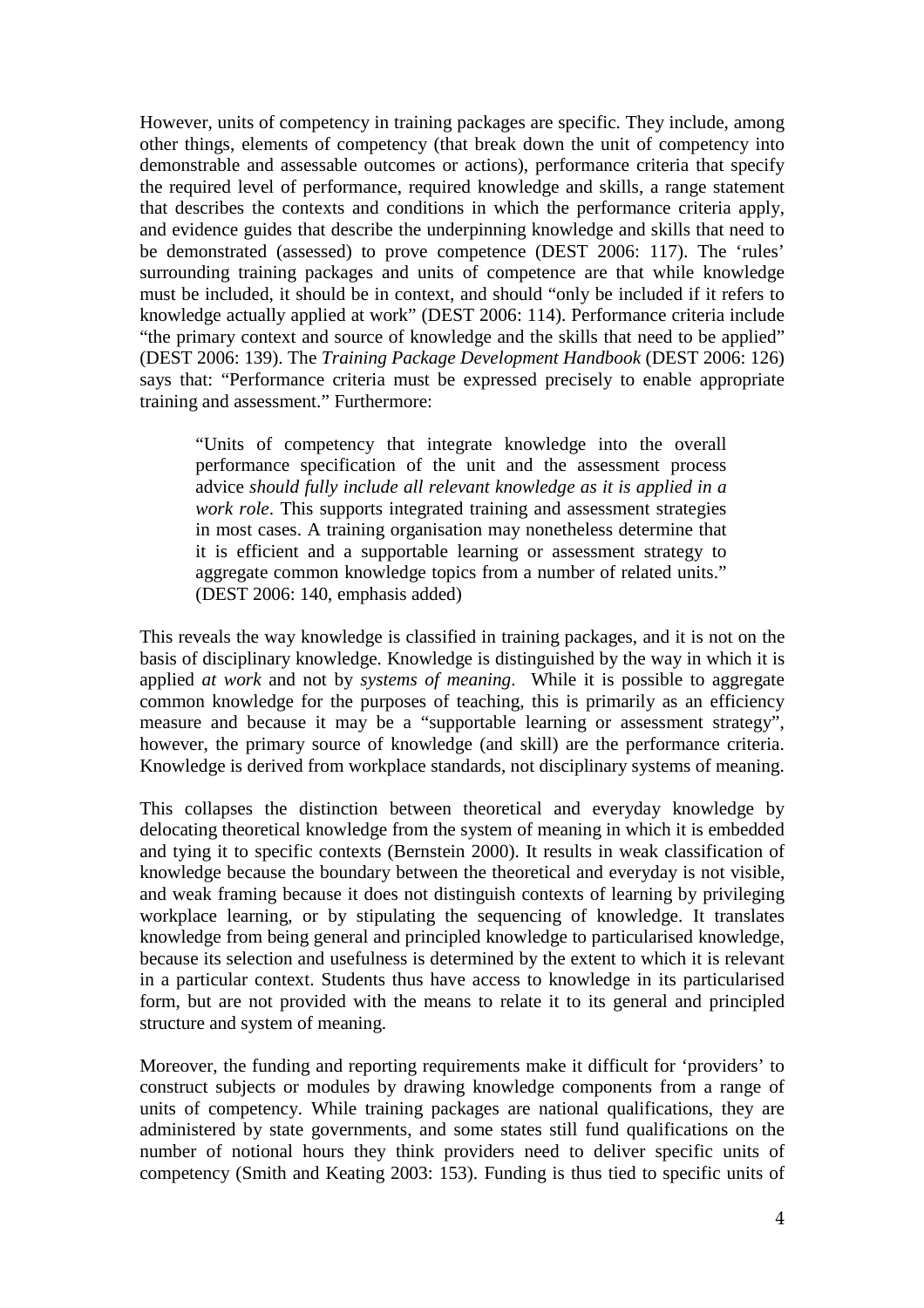However, units of competency in training packages are specific. They include, among other things, elements of competency (that break down the unit of competency into demonstrable and assessable outcomes or actions), performance criteria that specify the required level of performance, required knowledge and skills, a range statement that describes the contexts and conditions in which the performance criteria apply, and evidence guides that describe the underpinning knowledge and skills that need to be demonstrated (assessed) to prove competence (DEST 2006: 117). The 'rules' surrounding training packages and units of competence are that while knowledge must be included, it should be in context, and should "only be included if it refers to knowledge actually applied at work" (DEST 2006: 114). Performance criteria include "the primary context and source of knowledge and the skills that need to be applied" (DEST 2006: 139). The *Training Package Development Handbook* (DEST 2006: 126) says that: "Performance criteria must be expressed precisely to enable appropriate training and assessment." Furthermore:

> "Units of competency that integrate knowledge into the overall performance specification of the unit and the assessment process advice *should fully include all relevant knowledge as it is applied in a work role*. This supports integrated training and assessment strategies in most cases. A training organisation may nonetheless determine that it is efficient and a supportable learning or assessment strategy to aggregate common knowledge topics from a number of related units." (DEST 2006: 140, emphasis added)

This reveals the way knowledge is classified in training packages, and it is not on the basis of disciplinary knowledge. Knowledge is distinguished by the way in which it is applied *at work* and not by *systems of meaning*. While it is possible to aggregate common knowledge for the purposes of teaching, this is primarily as an efficiency measure and because it may be a "supportable learning or assessment strategy", however, the primary source of knowledge (and skill) are the performance criteria. Knowledge is derived from workplace standards, not disciplinary systems of meaning.

This collapses the distinction between theoretical and everyday knowledge by delocating theoretical knowledge from the system of meaning in which it is embedded and tying it to specific contexts (Bernstein 2000). It results in weak classification of knowledge because the boundary between the theoretical and everyday is not visible, and weak framing because it does not distinguish contexts of learning by privileging workplace learning, or by stipulating the sequencing of knowledge. It translates knowledge from being general and principled knowledge to particularised knowledge, because its selection and usefulness is determined by the extent to which it is relevant in a particular context. Students thus have access to knowledge in its particularised form, but are not provided with the means to relate it to its general and principled structure and system of meaning.

Moreover, the funding and reporting requirements make it difficult for 'providers' to construct subjects or modules by drawing knowledge components from a range of units of competency. While training packages are national qualifications, they are administered by state governments, and some states still fund qualifications on the number of notional hours they think providers need to deliver specific units of competency (Smith and Keating 2003: 153). Funding is thus tied to specific units of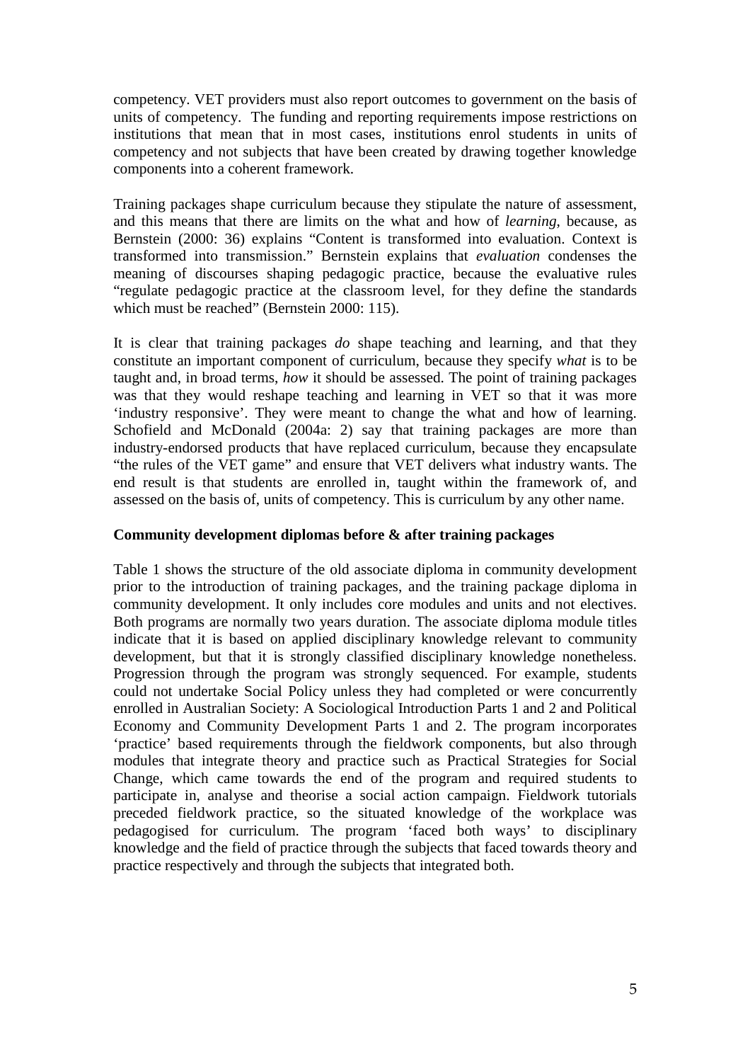competency. VET providers must also report outcomes to government on the basis of units of competency. The funding and reporting requirements impose restrictions on institutions that mean that in most cases, institutions enrol students in units of competency and not subjects that have been created by drawing together knowledge components into a coherent framework.

Training packages shape curriculum because they stipulate the nature of assessment, and this means that there are limits on the what and how of *learning*, because, as Bernstein (2000: 36) explains "Content is transformed into evaluation. Context is transformed into transmission." Bernstein explains that *evaluation* condenses the meaning of discourses shaping pedagogic practice, because the evaluative rules "regulate pedagogic practice at the classroom level, for they define the standards which must be reached" (Bernstein 2000: 115).

It is clear that training packages *do* shape teaching and learning, and that they constitute an important component of curriculum, because they specify *what* is to be taught and, in broad terms, *how* it should be assessed. The point of training packages was that they would reshape teaching and learning in VET so that it was more 'industry responsive'. They were meant to change the what and how of learning. Schofield and McDonald (2004a: 2) say that training packages are more than industry-endorsed products that have replaced curriculum, because they encapsulate "the rules of the VET game" and ensure that VET delivers what industry wants. The end result is that students are enrolled in, taught within the framework of, and assessed on the basis of, units of competency. This is curriculum by any other name.

**Community development diplomas before & after training packages**

Table 1 shows the structure of the old associate diploma in community development prior to the introduction of training packages, and the training package diploma in community development. It only includes core modules and units and not electives. Both programs are normally two years duration. The associate diploma module titles indicate that it is based on applied disciplinary knowledge relevant to community development, but that it is strongly classified disciplinary knowledge nonetheless. Progression through the program was strongly sequenced. For example, students could not undertake Social Policy unless they had completed or were concurrently enrolled in Australian Society: A Sociological Introduction Parts 1 and 2 and Political Economy and Community Development Parts 1 and 2. The program incorporates 'practice' based requirements through the fieldwork components, but also through modules that integrate theory and practice such as Practical Strategies for Social Change, which came towards the end of the program and required students to participate in, analyse and theorise a social action campaign. Fieldwork tutorials preceded fieldwork practice, so the situated knowledge of the workplace was pedagogised for curriculum. The program 'faced both ways' to disciplinary knowledge and the field of practice through the subjects that faced towards theory and practice respectively and through the subjects that integrated both.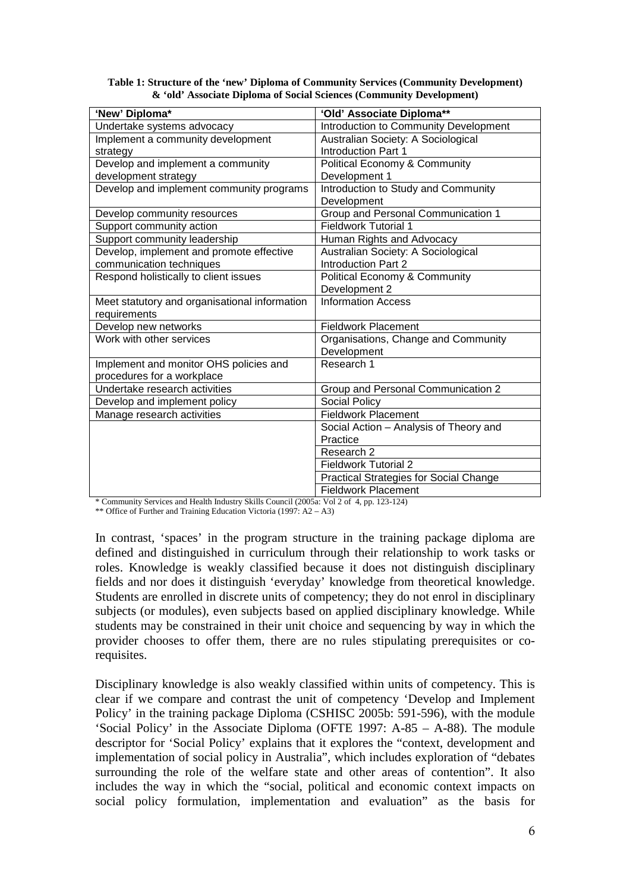**Table 1: Structure of the 'new' Diploma of Community Services (Community Development) & 'old' Associate Diploma of Social Sciences (Community Development)**

| 'New' Diploma* | 'Old' Associate Diploma** |
|---|---|
| Undertake systems advocacy | Introduction to Community Development |
| Implement a community development strategy | Australian Society: A Sociological Introduction Part 1 |
| Develop and implement a community development strategy | Political Economy & Community Development 1 |
| Develop and implement community programs | Introduction to Study and Community Development |
| Develop community resources | Group and Personal Communication 1 |
| Support community action | Fieldwork Tutorial 1 |
| Support community leadership | Human Rights and Advocacy |
| Develop, implement and promote effective communication techniques | Australian Society: A Sociological Introduction Part 2 |
| Respond holistically to client issues | Political Economy & Community Development 2 |
| Meet statutory and organisational information requirements | Information Access |
| Develop new networks | Fieldwork Placement |
| Work with other services | Organisations, Change and Community Development |
| Implement and monitor OHS policies and procedures for a workplace | Research 1 |
| Undertake research activities | Group and Personal Communication 2 |
| Develop and implement policy | Social Policy |
| Manage research activities | Fieldwork Placement |
| | Social Action – Analysis of Theory and Practice |
| | Research 2 |
| | Fieldwork Tutorial 2 |
| | Practical Strategies for Social Change |
| | Fieldwork Placement |

\* Community Services and Health Industry Skills Council (2005a: Vol 2 of 4, pp. 123-124)

\*\* Office of Further and Training Education Victoria (1997: A2 – A3)

In contrast, 'spaces' in the program structure in the training package diploma are defined and distinguished in curriculum through their relationship to work tasks or roles. Knowledge is weakly classified because it does not distinguish disciplinary fields and nor does it distinguish 'everyday' knowledge from theoretical knowledge. Students are enrolled in discrete units of competency; they do not enrol in disciplinary subjects (or modules), even subjects based on applied disciplinary knowledge. While students may be constrained in their unit choice and sequencing by way in which the provider chooses to offer them, there are no rules stipulating prerequisites or co-requisites.

Disciplinary knowledge is also weakly classified within units of competency. This is clear if we compare and contrast the unit of competency 'Develop and Implement Policy' in the training package Diploma (CSHISC 2005b: 591-596), with the module 'Social Policy' in the Associate Diploma (OFTE 1997: A-85 – A-88). The module descriptor for 'Social Policy' explains that it explores the "context, development and implementation of social policy in Australia", which includes exploration of "debates surrounding the role of the welfare state and other areas of contention". It also includes the way in which the "social, political and economic context impacts on social policy formulation, implementation and evaluation" as the basis for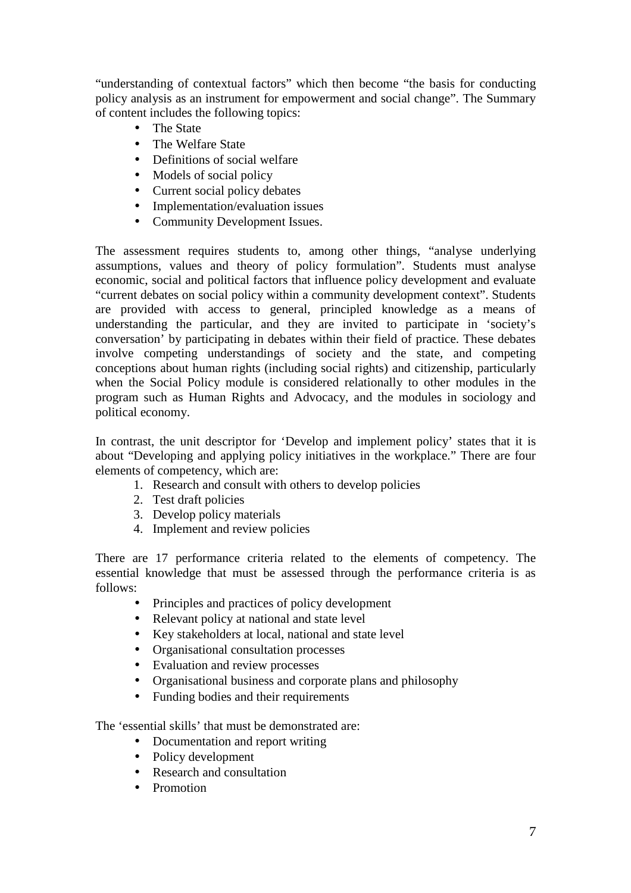"understanding of contextual factors" which then become "the basis for conducting policy analysis as an instrument for empowerment and social change". The Summary of content includes the following topics:

- The State
- The Welfare State
- Definitions of social welfare
- Models of social policy
- Current social policy debates
- Implementation/evaluation issues
- Community Development Issues.

The assessment requires students to, among other things, "analyse underlying assumptions, values and theory of policy formulation". Students must analyse economic, social and political factors that influence policy development and evaluate "current debates on social policy within a community development context". Students are provided with access to general, principled knowledge as a means of understanding the particular, and they are invited to participate in 'society's conversation' by participating in debates within their field of practice. These debates involve competing understandings of society and the state, and competing conceptions about human rights (including social rights) and citizenship, particularly when the Social Policy module is considered relationally to other modules in the program such as Human Rights and Advocacy, and the modules in sociology and political economy.

In contrast, the unit descriptor for 'Develop and implement policy' states that it is about "Developing and applying policy initiatives in the workplace." There are four elements of competency, which are:

1. Research and consult with others to develop policies
2. Test draft policies
3. Develop policy materials
4. Implement and review policies

There are 17 performance criteria related to the elements of competency. The essential knowledge that must be assessed through the performance criteria is as follows:

- Principles and practices of policy development
- Relevant policy at national and state level
- Key stakeholders at local, national and state level
- Organisational consultation processes
- Evaluation and review processes
- Organisational business and corporate plans and philosophy
- Funding bodies and their requirements

The 'essential skills' that must be demonstrated are:

- Documentation and report writing
- Policy development
- Research and consultation
- Promotion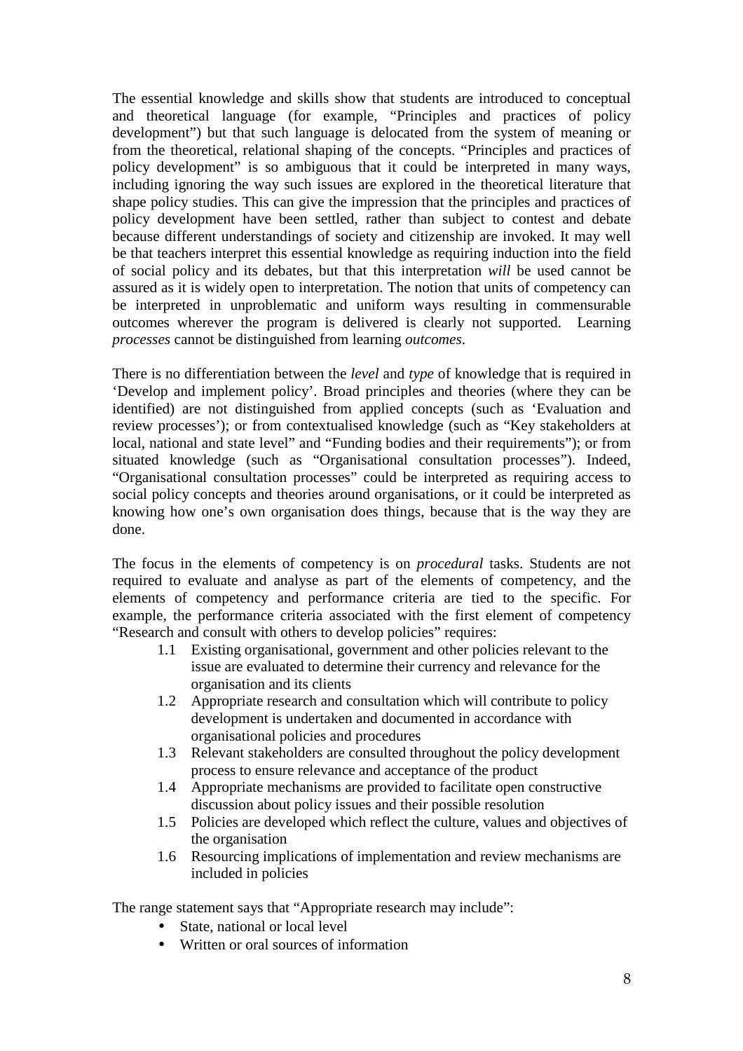The essential knowledge and skills show that students are introduced to conceptual and theoretical language (for example, "Principles and practices of policy development") but that such language is delocated from the system of meaning or from the theoretical, relational shaping of the concepts. "Principles and practices of policy development" is so ambiguous that it could be interpreted in many ways, including ignoring the way such issues are explored in the theoretical literature that shape policy studies. This can give the impression that the principles and practices of policy development have been settled, rather than subject to contest and debate because different understandings of society and citizenship are invoked. It may well be that teachers interpret this essential knowledge as requiring induction into the field of social policy and its debates, but that this interpretation *will* be used cannot be assured as it is widely open to interpretation. The notion that units of competency can be interpreted in unproblematic and uniform ways resulting in commensurable outcomes wherever the program is delivered is clearly not supported. Learning *processes* cannot be distinguished from learning *outcomes*.

There is no differentiation between the *level* and *type* of knowledge that is required in 'Develop and implement policy'. Broad principles and theories (where they can be identified) are not distinguished from applied concepts (such as 'Evaluation and review processes'); or from contextualised knowledge (such as "Key stakeholders at local, national and state level" and "Funding bodies and their requirements"); or from situated knowledge (such as "Organisational consultation processes"). Indeed, "Organisational consultation processes" could be interpreted as requiring access to social policy concepts and theories around organisations, or it could be interpreted as knowing how one's own organisation does things, because that is the way they are done.

The focus in the elements of competency is on *procedural* tasks. Students are not required to evaluate and analyse as part of the elements of competency, and the elements of competency and performance criteria are tied to the specific. For example, the performance criteria associated with the first element of competency "Research and consult with others to develop policies" requires:

1.1 Existing organisational, government and other policies relevant to the issue are evaluated to determine their currency and relevance for the organisation and its clients
1.2 Appropriate research and consultation which will contribute to policy development is undertaken and documented in accordance with organisational policies and procedures
1.3 Relevant stakeholders are consulted throughout the policy development process to ensure relevance and acceptance of the product
1.4 Appropriate mechanisms are provided to facilitate open constructive discussion about policy issues and their possible resolution
1.5 Policies are developed which reflect the culture, values and objectives of the organisation
1.6 Resourcing implications of implementation and review mechanisms are included in policies

The range statement says that "Appropriate research may include":

- State, national or local level
- Written or oral sources of information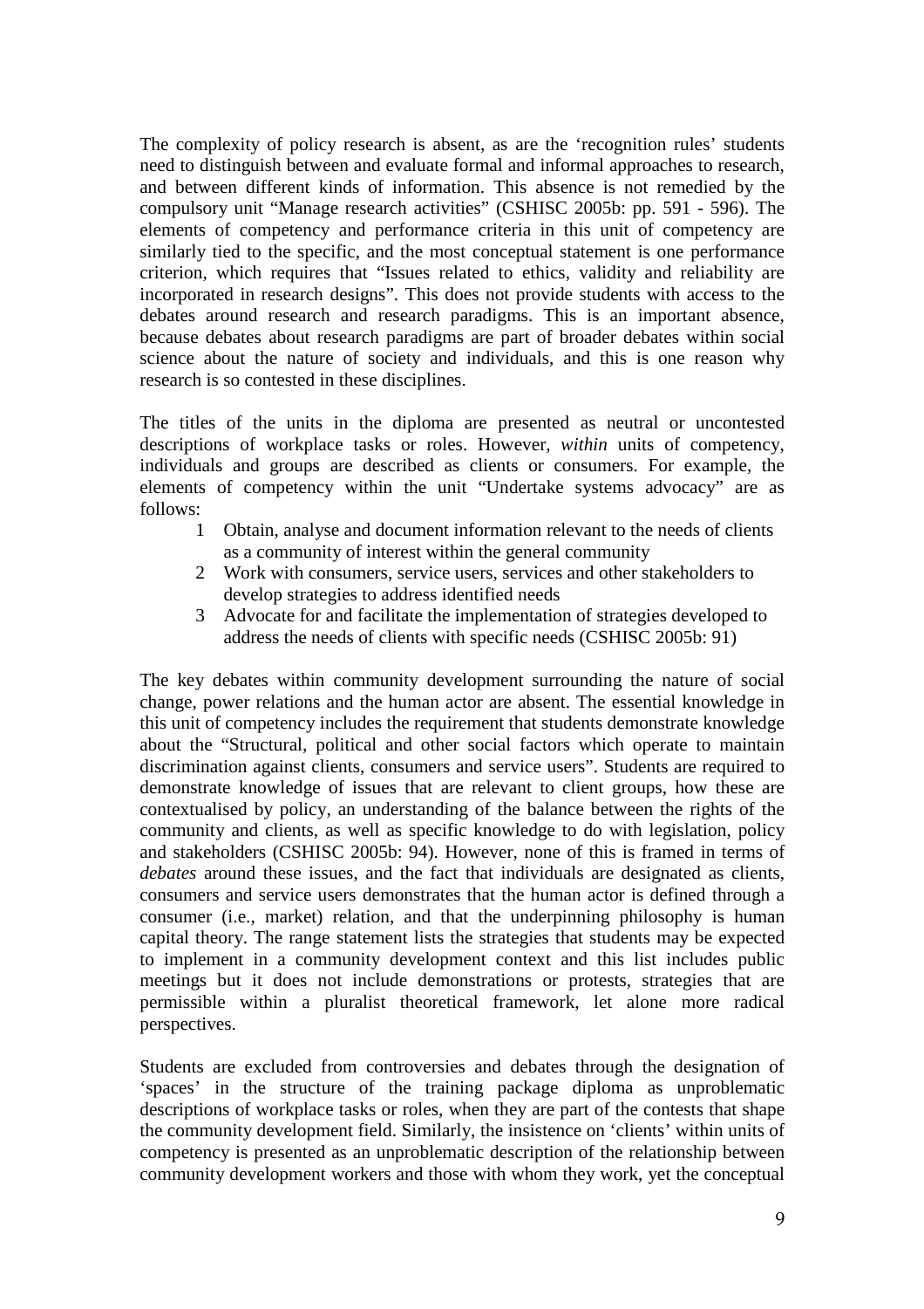The complexity of policy research is absent, as are the 'recognition rules' students need to distinguish between and evaluate formal and informal approaches to research, and between different kinds of information. This absence is not remedied by the compulsory unit "Manage research activities" (CSHISC 2005b: pp. 591 - 596). The elements of competency and performance criteria in this unit of competency are similarly tied to the specific, and the most conceptual statement is one performance criterion, which requires that "Issues related to ethics, validity and reliability are incorporated in research designs". This does not provide students with access to the debates around research and research paradigms. This is an important absence, because debates about research paradigms are part of broader debates within social science about the nature of society and individuals, and this is one reason why research is so contested in these disciplines.

The titles of the units in the diploma are presented as neutral or uncontested descriptions of workplace tasks or roles. However, *within* units of competency, individuals and groups are described as clients or consumers. For example, the elements of competency within the unit "Undertake systems advocacy" are as follows:

1. Obtain, analyse and document information relevant to the needs of clients as a community of interest within the general community
2. Work with consumers, service users, services and other stakeholders to develop strategies to address identified needs
3. Advocate for and facilitate the implementation of strategies developed to address the needs of clients with specific needs (CSHISC 2005b: 91)

The key debates within community development surrounding the nature of social change, power relations and the human actor are absent. The essential knowledge in this unit of competency includes the requirement that students demonstrate knowledge about the "Structural, political and other social factors which operate to maintain discrimination against clients, consumers and service users". Students are required to demonstrate knowledge of issues that are relevant to client groups, how these are contextualised by policy, an understanding of the balance between the rights of the community and clients, as well as specific knowledge to do with legislation, policy and stakeholders (CSHISC 2005b: 94). However, none of this is framed in terms of *debates* around these issues, and the fact that individuals are designated as clients, consumers and service users demonstrates that the human actor is defined through a consumer (i.e., market) relation, and that the underpinning philosophy is human capital theory. The range statement lists the strategies that students may be expected to implement in a community development context and this list includes public meetings but it does not include demonstrations or protests, strategies that are permissible within a pluralist theoretical framework, let alone more radical perspectives.

Students are excluded from controversies and debates through the designation of 'spaces' in the structure of the training package diploma as unproblematic descriptions of workplace tasks or roles, when they are part of the contests that shape the community development field. Similarly, the insistence on 'clients' within units of competency is presented as an unproblematic description of the relationship between community development workers and those with whom they work, yet the conceptual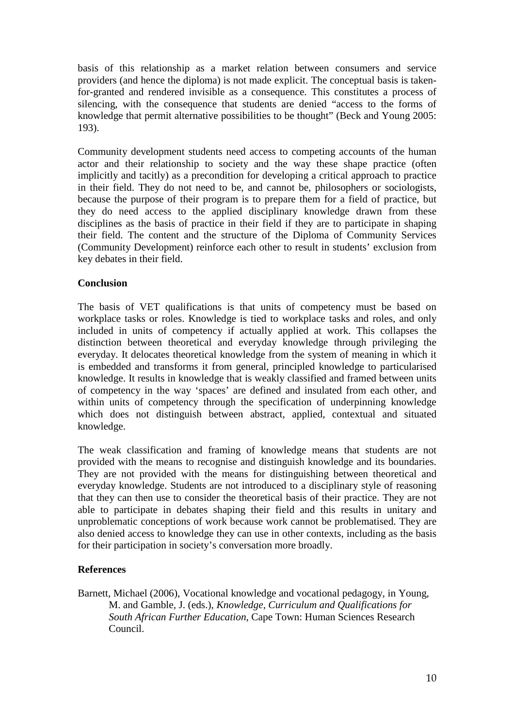basis of this relationship as a market relation between consumers and service providers (and hence the diploma) is not made explicit. The conceptual basis is taken-for-granted and rendered invisible as a consequence. This constitutes a process of silencing, with the consequence that students are denied "access to the forms of knowledge that permit alternative possibilities to be thought" (Beck and Young 2005: 193).

Community development students need access to competing accounts of the human actor and their relationship to society and the way these shape practice (often implicitly and tacitly) as a precondition for developing a critical approach to practice in their field. They do not need to be, and cannot be, philosophers or sociologists, because the purpose of their program is to prepare them for a field of practice, but they do need access to the applied disciplinary knowledge drawn from these disciplines as the basis of practice in their field if they are to participate in shaping their field. The content and the structure of the Diploma of Community Services (Community Development) reinforce each other to result in students' exclusion from key debates in their field.

**Conclusion**

The basis of VET qualifications is that units of competency must be based on workplace tasks or roles. Knowledge is tied to workplace tasks and roles, and only included in units of competency if actually applied at work. This collapses the distinction between theoretical and everyday knowledge through privileging the everyday. It delocates theoretical knowledge from the system of meaning in which it is embedded and transforms it from general, principled knowledge to particularised knowledge. It results in knowledge that is weakly classified and framed between units of competency in the way 'spaces' are defined and insulated from each other, and within units of competency through the specification of underpinning knowledge which does not distinguish between abstract, applied, contextual and situated knowledge.

The weak classification and framing of knowledge means that students are not provided with the means to recognise and distinguish knowledge and its boundaries. They are not provided with the means for distinguishing between theoretical and everyday knowledge. Students are not introduced to a disciplinary style of reasoning that they can then use to consider the theoretical basis of their practice. They are not able to participate in debates shaping their field and this results in unitary and unproblematic conceptions of work because work cannot be problematised. They are also denied access to knowledge they can use in other contexts, including as the basis for their participation in society's conversation more broadly.

**References**

Barnett, Michael (2006), Vocational knowledge and vocational pedagogy, in Young, M. and Gamble, J. (eds.), *Knowledge, Curriculum and Qualifications for South African Further Education*, Cape Town: Human Sciences Research Council.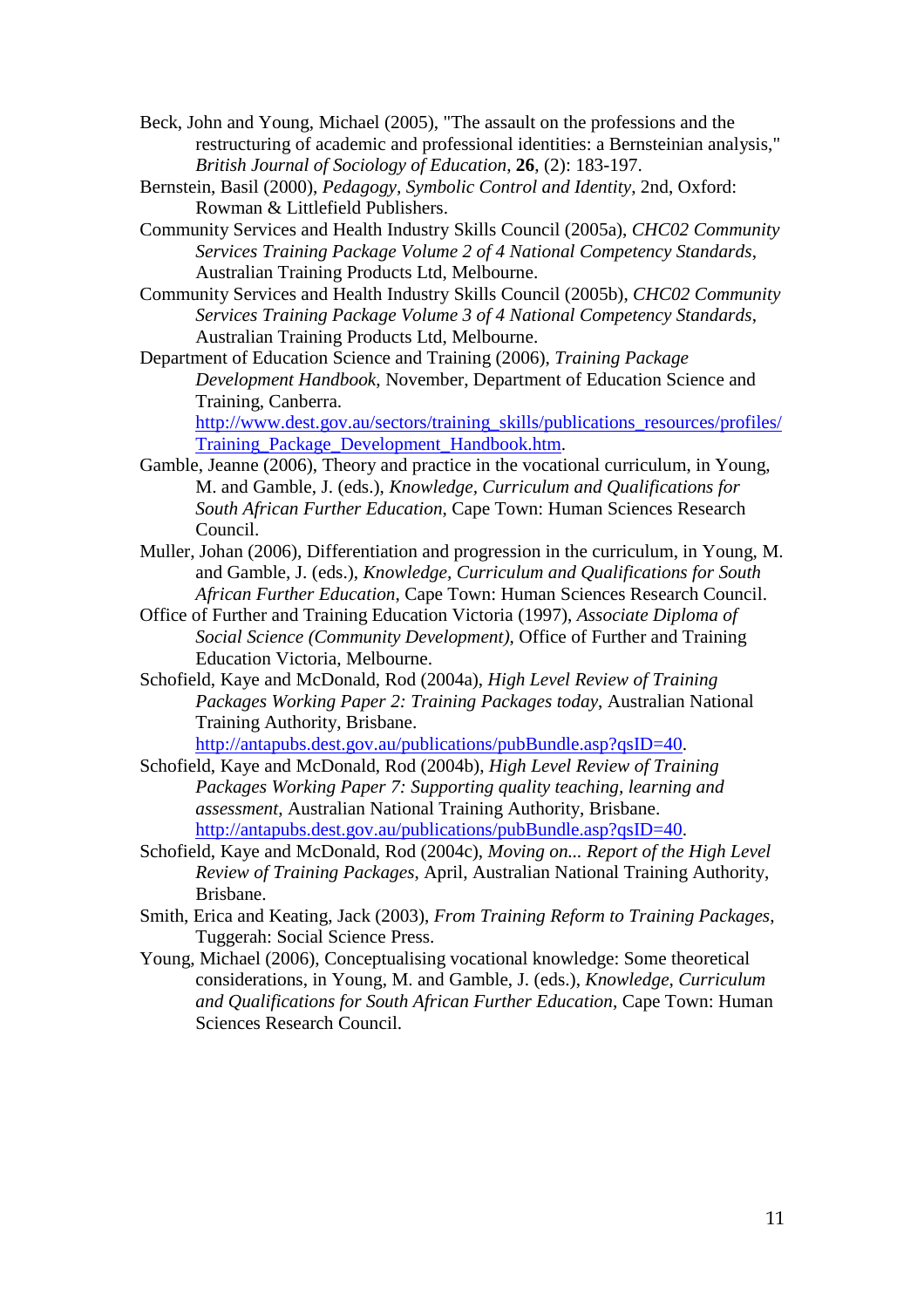Beck, John and Young, Michael (2005), "The assault on the professions and the restructuring of academic and professional identities: a Bernsteinian analysis," *British Journal of Sociology of Education*, **26**, (2): 183-197.

Bernstein, Basil (2000), *Pedagogy, Symbolic Control and Identity*, 2nd, Oxford: Rowman & Littlefield Publishers.

Community Services and Health Industry Skills Council (2005a), *CHC02 Community Services Training Package Volume 2 of 4 National Competency Standards*, Australian Training Products Ltd, Melbourne.

Community Services and Health Industry Skills Council (2005b), *CHC02 Community Services Training Package Volume 3 of 4 National Competency Standards*, Australian Training Products Ltd, Melbourne.

Department of Education Science and Training (2006), *Training Package Development Handbook*, November, Department of Education Science and Training, Canberra. http://www.dest.gov.au/sectors/training_skills/publications_resources/profiles/Training_Package_Development_Handbook.htm.

Gamble, Jeanne (2006), Theory and practice in the vocational curriculum, in Young, M. and Gamble, J. (eds.), *Knowledge, Curriculum and Qualifications for South African Further Education*, Cape Town: Human Sciences Research Council.

Muller, Johan (2006), Differentiation and progression in the curriculum, in Young, M. and Gamble, J. (eds.), *Knowledge, Curriculum and Qualifications for South African Further Education*, Cape Town: Human Sciences Research Council.

Office of Further and Training Education Victoria (1997), *Associate Diploma of Social Science (Community Development)*, Office of Further and Training Education Victoria, Melbourne.

Schofield, Kaye and McDonald, Rod (2004a), *High Level Review of Training Packages Working Paper 2: Training Packages today*, Australian National Training Authority, Brisbane. http://antapubs.dest.gov.au/publications/pubBundle.asp?qsID=40.

Schofield, Kaye and McDonald, Rod (2004b), *High Level Review of Training Packages Working Paper 7: Supporting quality teaching, learning and assessment*, Australian National Training Authority, Brisbane. http://antapubs.dest.gov.au/publications/pubBundle.asp?qsID=40.

Schofield, Kaye and McDonald, Rod (2004c), *Moving on... Report of the High Level Review of Training Packages*, April, Australian National Training Authority, Brisbane.

Smith, Erica and Keating, Jack (2003), *From Training Reform to Training Packages*, Tuggerah: Social Science Press.

Young, Michael (2006), Conceptualising vocational knowledge: Some theoretical considerations, in Young, M. and Gamble, J. (eds.), *Knowledge, Curriculum and Qualifications for South African Further Education*, Cape Town: Human Sciences Research Council.